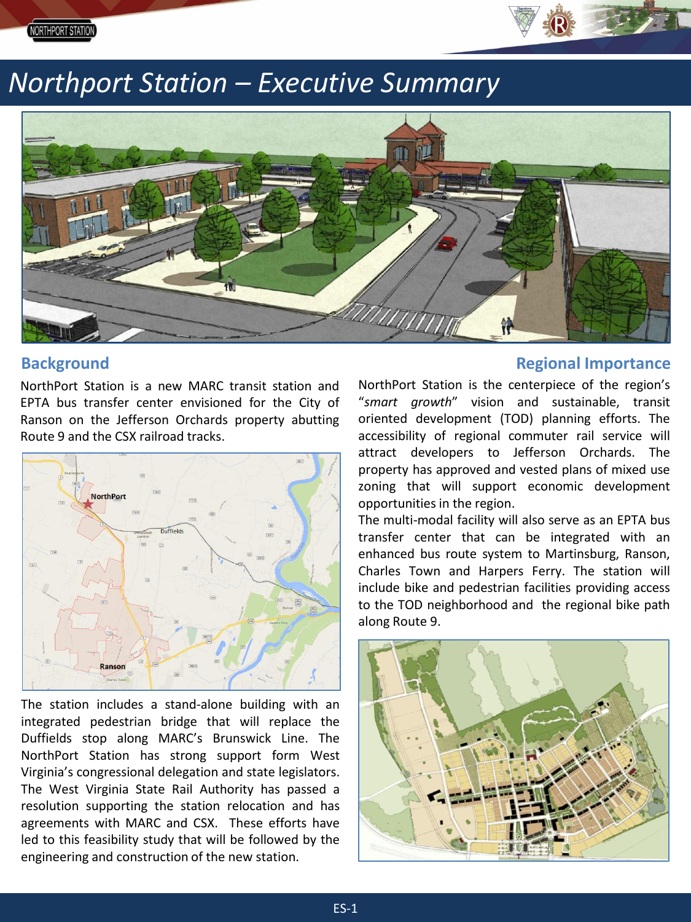# Northport Station – Executive Summary

## Background

NorthPort Station is a new MARC transit station and EPTA bus transfer center envisioned for the City of Ranson on the Jefferson Orchards property abutting Route 9 and the CSX railroad tracks.

The station includes a stand-alone building with an integrated pedestrian bridge that will replace the Duffields stop along MARC's Brunswick Line. The NorthPort Station has strong support form West Virginia's congressional delegation and state legislators. The West Virginia State Rail Authority has passed a resolution supporting the station relocation and has agreements with MARC and CSX. These efforts have led to this feasibility study that will be followed by the engineering and construction of the new station.

## Regional Importance

NorthPort Station is the centerpiece of the region's "*smart growth*" vision and sustainable, transit oriented development (TOD) planning efforts. The accessibility of regional commuter rail service will attract developers to Jefferson Orchards. The property has approved and vested plans of mixed use zoning that will support economic development opportunities in the region.

The multi-modal facility will also serve as an EPTA bus transfer center that can be integrated with an enhanced bus route system to Martinsburg, Ranson, Charles Town and Harpers Ferry. The station will include bike and pedestrian facilities providing access to the TOD neighborhood and the regional bike path along Route 9.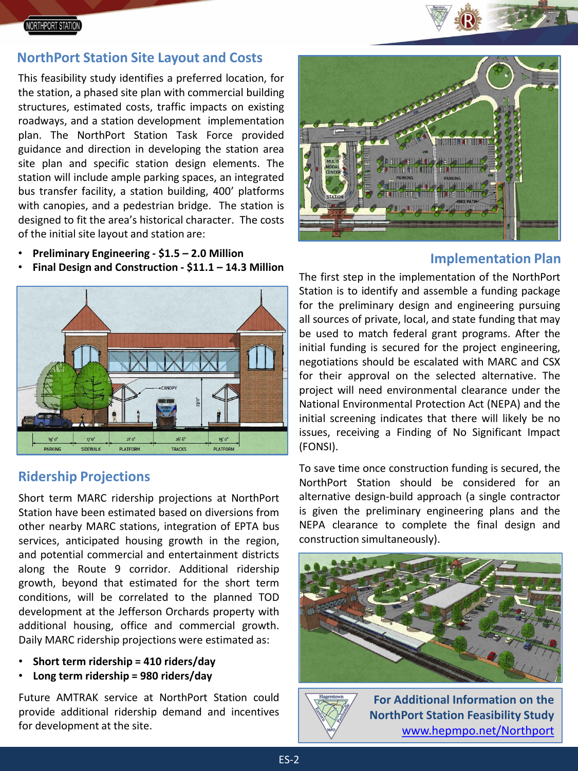## NorthPort Station Site Layout and Costs

This feasibility study identifies a preferred location, for the station, a phased site plan with commercial building structures, estimated costs, traffic impacts on existing roadways, and a station development implementation plan. The NorthPort Station Task Force provided guidance and direction in developing the station area site plan and specific station design elements. The station will include ample parking spaces, an integrated bus transfer facility, a station building, 400' platforms with canopies, and a pedestrian bridge. The station is designed to fit the area's historical character. The costs of the initial site layout and station are:

- **Preliminary Engineering - $1.5 – 2.0 Million**
- **Final Design and Construction - $11.1 – 14.3 Million**

## Ridership Projections

Short term MARC ridership projections at NorthPort Station have been estimated based on diversions from other nearby MARC stations, integration of EPTA bus services, anticipated housing growth in the region, and potential commercial and entertainment districts along the Route 9 corridor. Additional ridership growth, beyond that estimated for the short term conditions, will be correlated to the planned TOD development at the Jefferson Orchards property with additional housing, office and commercial growth. Daily MARC ridership projections were estimated as:

- **Short term ridership = 410 riders/day**
- **Long term ridership = 980 riders/day**

Future AMTRAK service at NorthPort Station could provide additional ridership demand and incentives for development at the site.

## Implementation Plan

The first step in the implementation of the NorthPort Station is to identify and assemble a funding package for the preliminary design and engineering pursuing all sources of private, local, and state funding that may be used to match federal grant programs. After the initial funding is secured for the project engineering, negotiations should be escalated with MARC and CSX for their approval on the selected alternative. The project will need environmental clearance under the National Environmental Protection Act (NEPA) and the initial screening indicates that there will likely be no issues, receiving a Finding of No Significant Impact (FONSI).

To save time once construction funding is secured, the NorthPort Station should be considered for an alternative design-build approach (a single contractor is given the preliminary engineering plans and the NEPA clearance to complete the final design and construction simultaneously).

**For Additional Information on the NorthPort Station Feasibility Study**
www.hepmpo.net/Northport